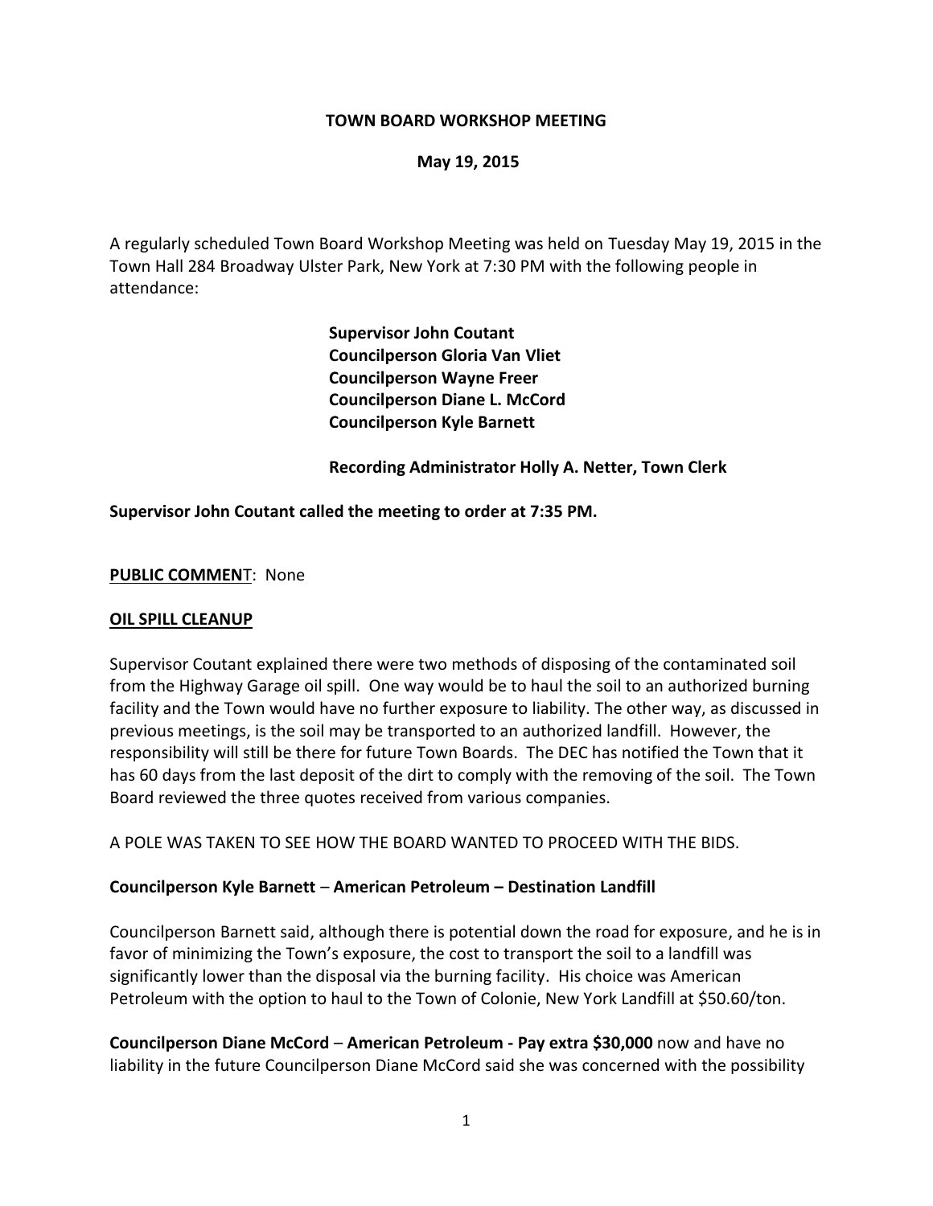**TOWN BOARD WORKSHOP MEETING**

**May 19, 2015**

A regularly scheduled Town Board Workshop Meeting was held on Tuesday May 19, 2015 in the Town Hall 284 Broadway Ulster Park, New York at 7:30 PM with the following people in attendance:

**Supervisor John Coutant**
**Councilperson Gloria Van Vliet**
**Councilperson Wayne Freer**
**Councilperson Diane L. McCord**
**Councilperson Kyle Barnett**

**Recording Administrator Holly A. Netter, Town Clerk**

**Supervisor John Coutant called the meeting to order at 7:35 PM.**

**PUBLIC COMMENT**: None

**OIL SPILL CLEANUP**

Supervisor Coutant explained there were two methods of disposing of the contaminated soil from the Highway Garage oil spill. One way would be to haul the soil to an authorized burning facility and the Town would have no further exposure to liability. The other way, as discussed in previous meetings, is the soil may be transported to an authorized landfill. However, the responsibility will still be there for future Town Boards. The DEC has notified the Town that it has 60 days from the last deposit of the dirt to comply with the removing of the soil. The Town Board reviewed the three quotes received from various companies.

A POLE WAS TAKEN TO SEE HOW THE BOARD WANTED TO PROCEED WITH THE BIDS.

**Councilperson Kyle Barnett – American Petroleum – Destination Landfill**

Councilperson Barnett said, although there is potential down the road for exposure, and he is in favor of minimizing the Town's exposure, the cost to transport the soil to a landfill was significantly lower than the disposal via the burning facility. His choice was American Petroleum with the option to haul to the Town of Colonie, New York Landfill at $50.60/ton.

**Councilperson Diane McCord – American Petroleum - Pay extra $30,000** now and have no liability in the future Councilperson Diane McCord said she was concerned with the possibility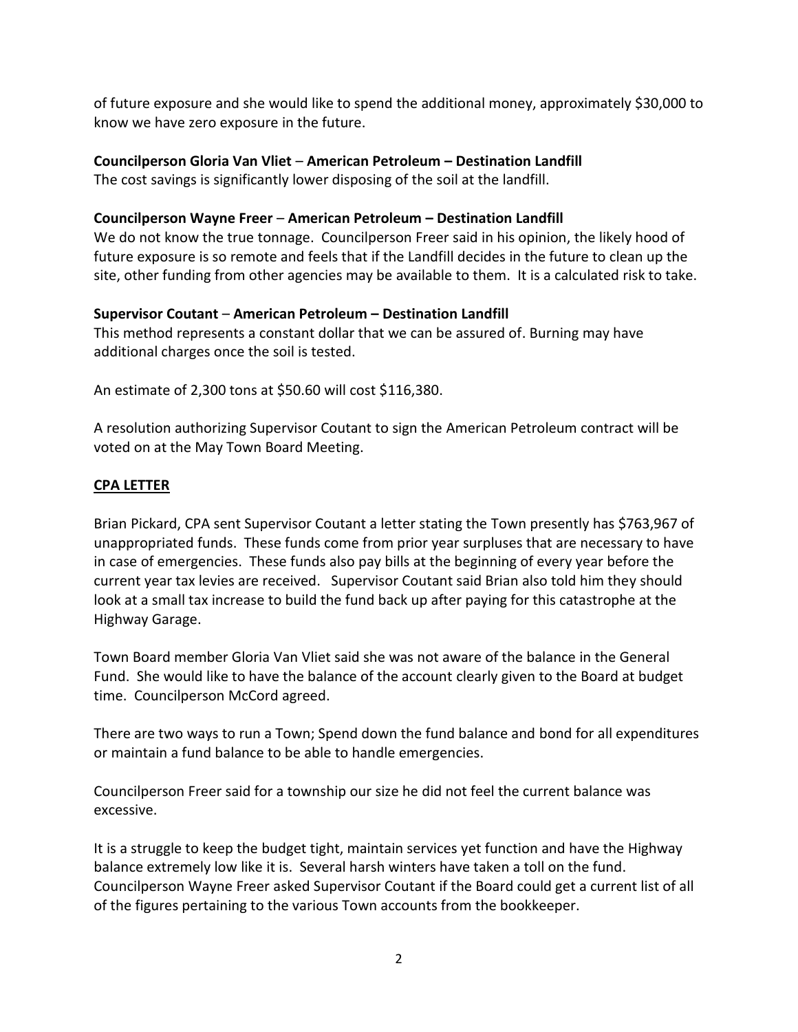of future exposure and she would like to spend the additional money, approximately $30,000 to know we have zero exposure in the future.

**Councilperson Gloria Van Vliet – American Petroleum – Destination Landfill**
The cost savings is significantly lower disposing of the soil at the landfill.

**Councilperson Wayne Freer – American Petroleum – Destination Landfill**
We do not know the true tonnage. Councilperson Freer said in his opinion, the likely hood of future exposure is so remote and feels that if the Landfill decides in the future to clean up the site, other funding from other agencies may be available to them. It is a calculated risk to take.

**Supervisor Coutant – American Petroleum – Destination Landfill**
This method represents a constant dollar that we can be assured of. Burning may have additional charges once the soil is tested.

An estimate of 2,300 tons at $50.60 will cost $116,380.

A resolution authorizing Supervisor Coutant to sign the American Petroleum contract will be voted on at the May Town Board Meeting.

## CPA LETTER

Brian Pickard, CPA sent Supervisor Coutant a letter stating the Town presently has $763,967 of unappropriated funds. These funds come from prior year surpluses that are necessary to have in case of emergencies. These funds also pay bills at the beginning of every year before the current year tax levies are received. Supervisor Coutant said Brian also told him they should look at a small tax increase to build the fund back up after paying for this catastrophe at the Highway Garage.

Town Board member Gloria Van Vliet said she was not aware of the balance in the General Fund. She would like to have the balance of the account clearly given to the Board at budget time. Councilperson McCord agreed.

There are two ways to run a Town; Spend down the fund balance and bond for all expenditures or maintain a fund balance to be able to handle emergencies.

Councilperson Freer said for a township our size he did not feel the current balance was excessive.

It is a struggle to keep the budget tight, maintain services yet function and have the Highway balance extremely low like it is. Several harsh winters have taken a toll on the fund. Councilperson Wayne Freer asked Supervisor Coutant if the Board could get a current list of all of the figures pertaining to the various Town accounts from the bookkeeper.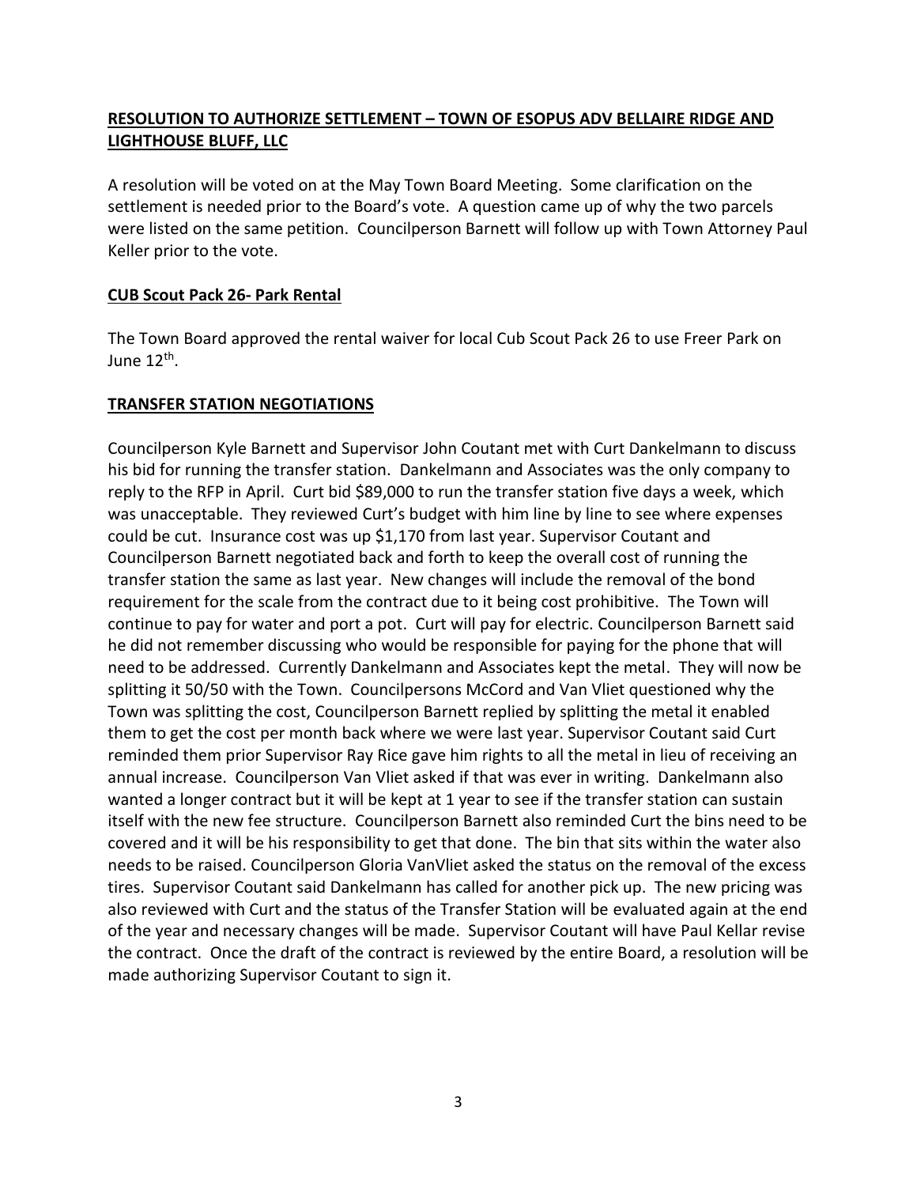## **RESOLUTION TO AUTHORIZE SETTLEMENT – TOWN OF ESOPUS ADV BELLAIRE RIDGE AND LIGHTHOUSE BLUFF, LLC**

A resolution will be voted on at the May Town Board Meeting. Some clarification on the settlement is needed prior to the Board's vote. A question came up of why the two parcels were listed on the same petition. Councilperson Barnett will follow up with Town Attorney Paul Keller prior to the vote.

## **CUB Scout Pack 26- Park Rental**

The Town Board approved the rental waiver for local Cub Scout Pack 26 to use Freer Park on June 12th.

## **TRANSFER STATION NEGOTIATIONS**

Councilperson Kyle Barnett and Supervisor John Coutant met with Curt Dankelmann to discuss his bid for running the transfer station. Dankelmann and Associates was the only company to reply to the RFP in April. Curt bid $89,000 to run the transfer station five days a week, which was unacceptable. They reviewed Curt's budget with him line by line to see where expenses could be cut. Insurance cost was up $1,170 from last year. Supervisor Coutant and Councilperson Barnett negotiated back and forth to keep the overall cost of running the transfer station the same as last year. New changes will include the removal of the bond requirement for the scale from the contract due to it being cost prohibitive. The Town will continue to pay for water and port a pot. Curt will pay for electric. Councilperson Barnett said he did not remember discussing who would be responsible for paying for the phone that will need to be addressed. Currently Dankelmann and Associates kept the metal. They will now be splitting it 50/50 with the Town. Councilpersons McCord and Van Vliet questioned why the Town was splitting the cost, Councilperson Barnett replied by splitting the metal it enabled them to get the cost per month back where we were last year. Supervisor Coutant said Curt reminded them prior Supervisor Ray Rice gave him rights to all the metal in lieu of receiving an annual increase. Councilperson Van Vliet asked if that was ever in writing. Dankelmann also wanted a longer contract but it will be kept at 1 year to see if the transfer station can sustain itself with the new fee structure. Councilperson Barnett also reminded Curt the bins need to be covered and it will be his responsibility to get that done. The bin that sits within the water also needs to be raised. Councilperson Gloria VanVliet asked the status on the removal of the excess tires. Supervisor Coutant said Dankelmann has called for another pick up. The new pricing was also reviewed with Curt and the status of the Transfer Station will be evaluated again at the end of the year and necessary changes will be made. Supervisor Coutant will have Paul Kellar revise the contract. Once the draft of the contract is reviewed by the entire Board, a resolution will be made authorizing Supervisor Coutant to sign it.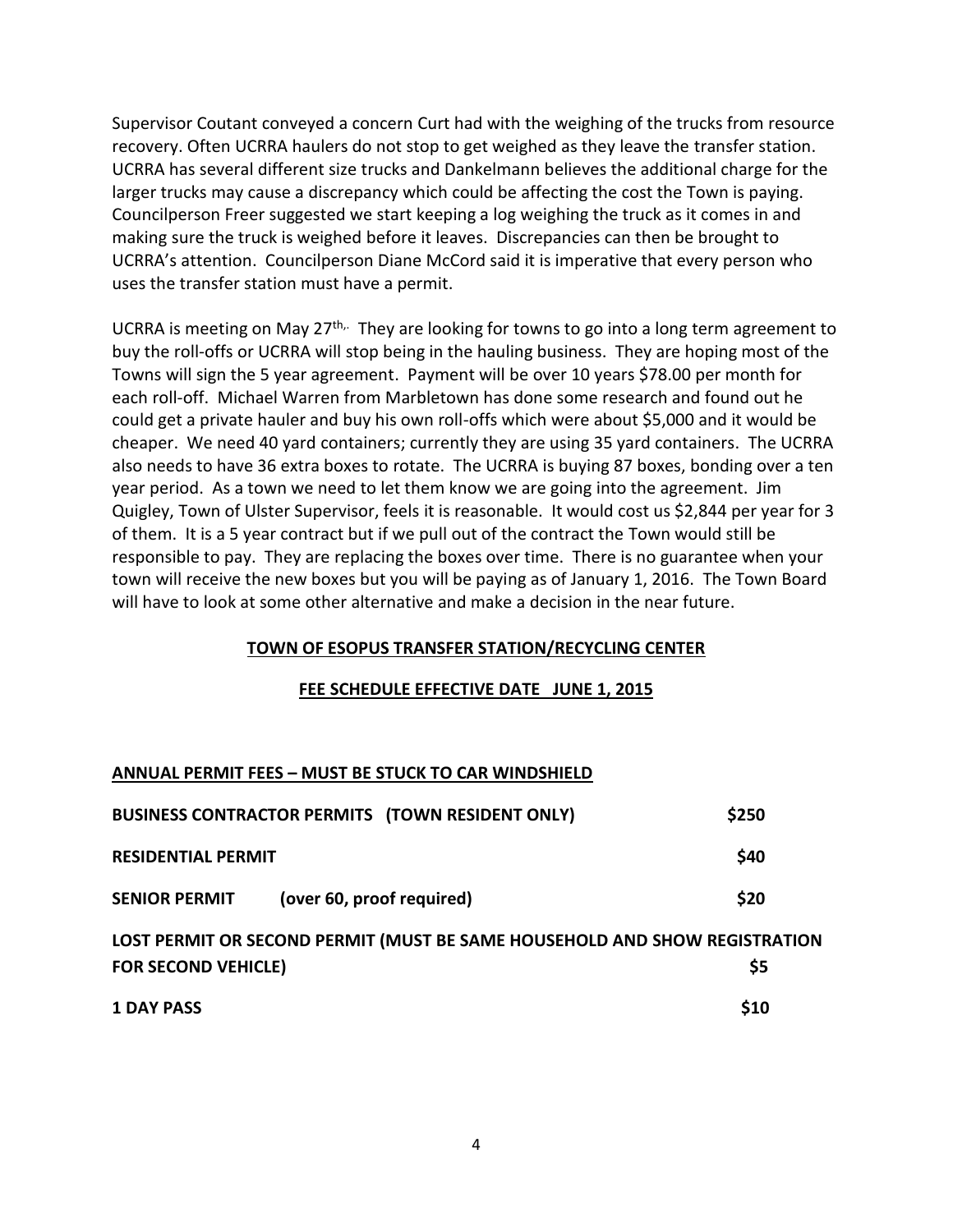Supervisor Coutant conveyed a concern Curt had with the weighing of the trucks from resource recovery. Often UCRRA haulers do not stop to get weighed as they leave the transfer station. UCRRA has several different size trucks and Dankelmann believes the additional charge for the larger trucks may cause a discrepancy which could be affecting the cost the Town is paying. Councilperson Freer suggested we start keeping a log weighing the truck as it comes in and making sure the truck is weighed before it leaves. Discrepancies can then be brought to UCRRA's attention. Councilperson Diane McCord said it is imperative that every person who uses the transfer station must have a permit.

UCRRA is meeting on May 27th,. They are looking for towns to go into a long term agreement to buy the roll-offs or UCRRA will stop being in the hauling business. They are hoping most of the Towns will sign the 5 year agreement. Payment will be over 10 years $78.00 per month for each roll-off. Michael Warren from Marbletown has done some research and found out he could get a private hauler and buy his own roll-offs which were about $5,000 and it would be cheaper. We need 40 yard containers; currently they are using 35 yard containers. The UCRRA also needs to have 36 extra boxes to rotate. The UCRRA is buying 87 boxes, bonding over a ten year period. As a town we need to let them know we are going into the agreement. Jim Quigley, Town of Ulster Supervisor, feels it is reasonable. It would cost us $2,844 per year for 3 of them. It is a 5 year contract but if we pull out of the contract the Town would still be responsible to pay. They are replacing the boxes over time. There is no guarantee when your town will receive the new boxes but you will be paying as of January 1, 2016. The Town Board will have to look at some other alternative and make a decision in the near future.

## TOWN OF ESOPUS TRANSFER STATION/RECYCLING CENTER

## FEE SCHEDULE EFFECTIVE DATE JUNE 1, 2015

**ANNUAL PERMIT FEES – MUST BE STUCK TO CAR WINDSHIELD**

| | |
|---|---|
| **BUSINESS CONTRACTOR PERMITS (TOWN RESIDENT ONLY)** | **$250** |
| **RESIDENTIAL PERMIT** | **$40** |
| **SENIOR PERMIT (over 60, proof required)** | **$20** |
| **LOST PERMIT OR SECOND PERMIT (MUST BE SAME HOUSEHOLD AND SHOW REGISTRATION FOR SECOND VEHICLE)** | **$5** |
| **1 DAY PASS** | **$10** |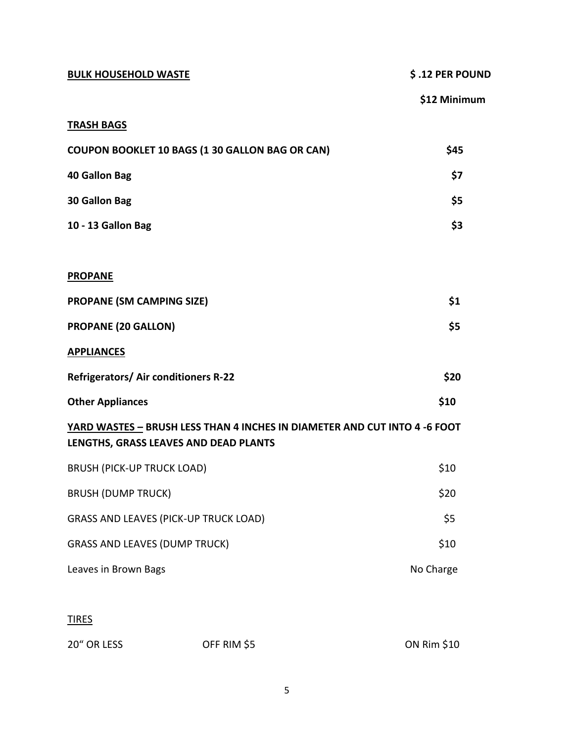| **BULK HOUSEHOLD WASTE** | **$ .12 PER POUND** |
|---|---|
| | **$12 Minimum** |

**TRASH BAGS**

| | |
|---|---|
| **COUPON BOOKLET 10 BAGS (1 30 GALLON BAG OR CAN)** | **$45** |
| **40 Gallon Bag** | **$7** |
| **30 Gallon Bag** | **$5** |
| **10 - 13 Gallon Bag** | **$3** |

**PROPANE**

| | |
|---|---|
| **PROPANE (SM CAMPING SIZE)** | **$1** |
| **PROPANE (20 GALLON)** | **$5** |

**APPLIANCES**

| | |
|---|---|
| **Refrigerators/ Air conditioners R-22** | **$20** |
| **Other Appliances** | **$10** |

**YARD WASTES – BRUSH LESS THAN 4 INCHES IN DIAMETER AND CUT INTO 4 -6 FOOT LENGTHS, GRASS LEAVES AND DEAD PLANTS**

| | |
|---|---|
| BRUSH (PICK-UP TRUCK LOAD) | $10 |
| BRUSH (DUMP TRUCK) | $20 |
| GRASS AND LEAVES (PICK-UP TRUCK LOAD) | $5 |
| GRASS AND LEAVES (DUMP TRUCK) | $10 |
| Leaves in Brown Bags | No Charge |

TIRES

| | | |
|---|---|---|
| 20" OR LESS | OFF RIM $5 | ON Rim $10 |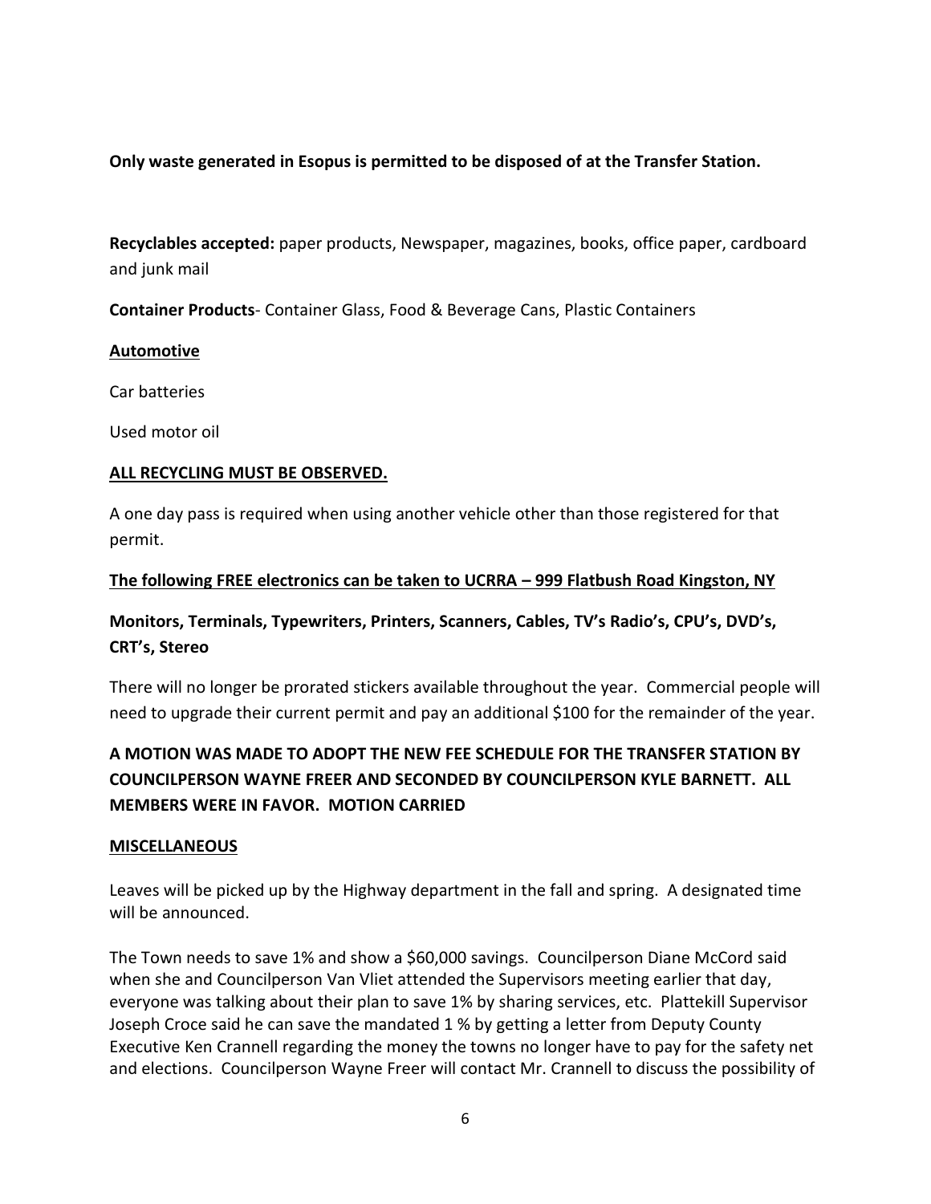**Only waste generated in Esopus is permitted to be disposed of at the Transfer Station.**

**Recyclables accepted:** paper products, Newspaper, magazines, books, office paper, cardboard and junk mail

**Container Products**- Container Glass, Food & Beverage Cans, Plastic Containers

**Automotive**

Car batteries

Used motor oil

**ALL RECYCLING MUST BE OBSERVED.**

A one day pass is required when using another vehicle other than those registered for that permit.

**The following FREE electronics can be taken to UCRRA – 999 Flatbush Road Kingston, NY**

**Monitors, Terminals, Typewriters, Printers, Scanners, Cables, TV's Radio's, CPU's, DVD's, CRT's, Stereo**

There will no longer be prorated stickers available throughout the year. Commercial people will need to upgrade their current permit and pay an additional $100 for the remainder of the year.

**A MOTION WAS MADE TO ADOPT THE NEW FEE SCHEDULE FOR THE TRANSFER STATION BY COUNCILPERSON WAYNE FREER AND SECONDED BY COUNCILPERSON KYLE BARNETT. ALL MEMBERS WERE IN FAVOR. MOTION CARRIED**

**MISCELLANEOUS**

Leaves will be picked up by the Highway department in the fall and spring. A designated time will be announced.

The Town needs to save 1% and show a $60,000 savings. Councilperson Diane McCord said when she and Councilperson Van Vliet attended the Supervisors meeting earlier that day, everyone was talking about their plan to save 1% by sharing services, etc. Plattekill Supervisor Joseph Croce said he can save the mandated 1 % by getting a letter from Deputy County Executive Ken Crannell regarding the money the towns no longer have to pay for the safety net and elections. Councilperson Wayne Freer will contact Mr. Crannell to discuss the possibility of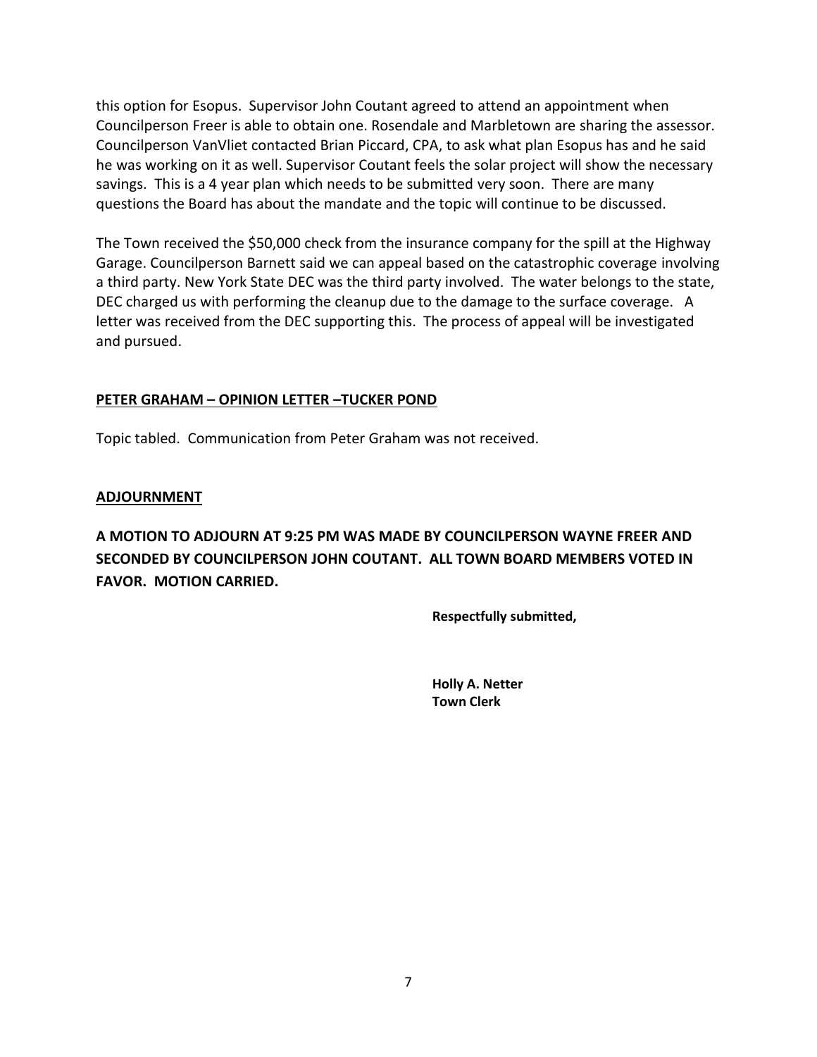this option for Esopus. Supervisor John Coutant agreed to attend an appointment when Councilperson Freer is able to obtain one. Rosendale and Marbletown are sharing the assessor. Councilperson VanVliet contacted Brian Piccard, CPA, to ask what plan Esopus has and he said he was working on it as well. Supervisor Coutant feels the solar project will show the necessary savings. This is a 4 year plan which needs to be submitted very soon. There are many questions the Board has about the mandate and the topic will continue to be discussed.

The Town received the $50,000 check from the insurance company for the spill at the Highway Garage. Councilperson Barnett said we can appeal based on the catastrophic coverage involving a third party. New York State DEC was the third party involved. The water belongs to the state, DEC charged us with performing the cleanup due to the damage to the surface coverage. A letter was received from the DEC supporting this. The process of appeal will be investigated and pursued.

**PETER GRAHAM – OPINION LETTER –TUCKER POND**

Topic tabled. Communication from Peter Graham was not received.

**ADJOURNMENT**

**A MOTION TO ADJOURN AT 9:25 PM WAS MADE BY COUNCILPERSON WAYNE FREER AND SECONDED BY COUNCILPERSON JOHN COUTANT. ALL TOWN BOARD MEMBERS VOTED IN FAVOR. MOTION CARRIED.**

**Respectfully submitted,**

**Holly A. Netter**
**Town Clerk**